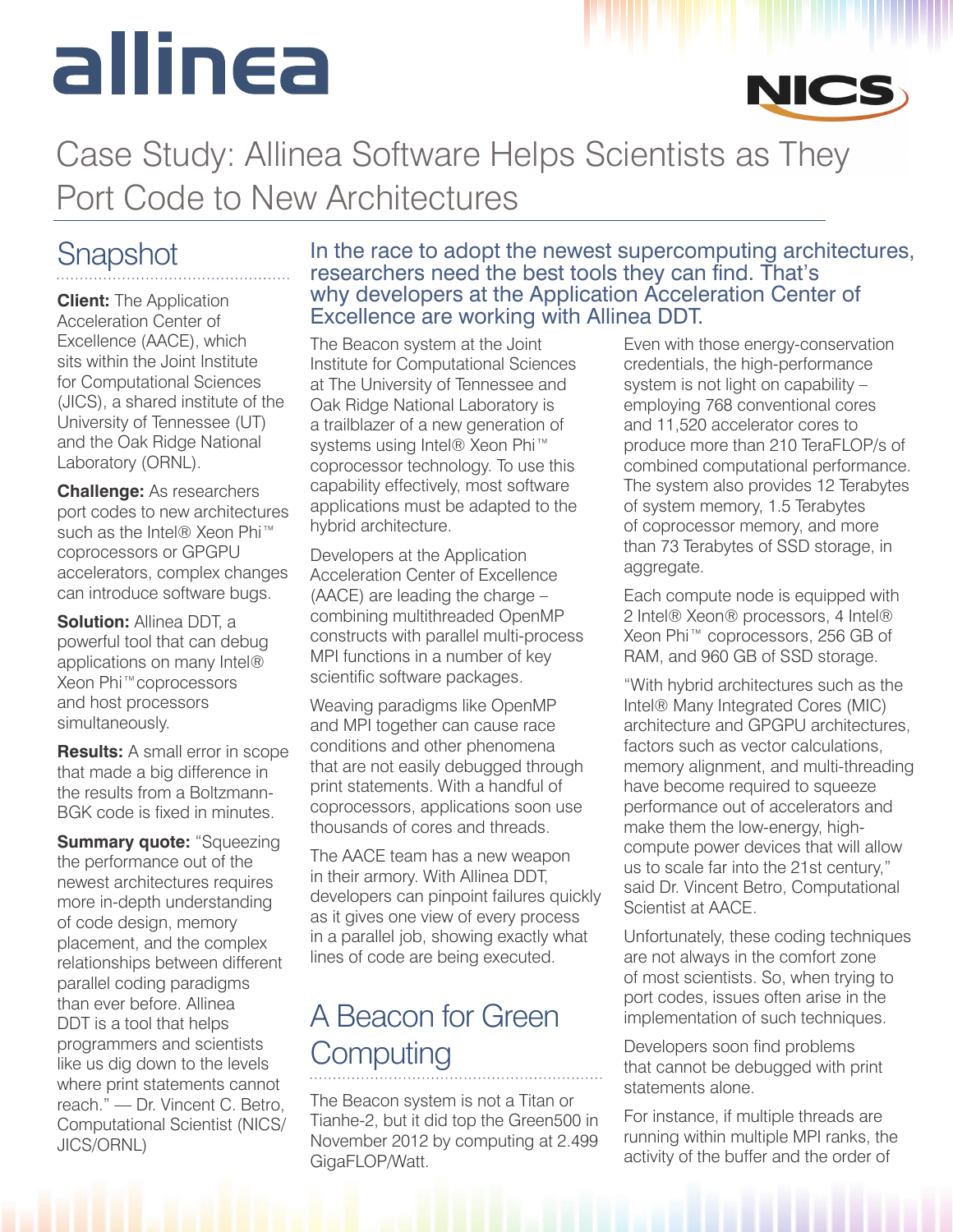# Case Study: Allinea Software Helps Scientists as They Port Code to New Architectures

## Snapshot

**Client:** The Application Acceleration Center of Excellence (AACE), which sits within the Joint Institute for Computational Sciences (JICS), a shared institute of the University of Tennessee (UT) and the Oak Ridge National Laboratory (ORNL).

**Challenge:** As researchers port codes to new architectures such as the Intel® Xeon Phi™ coprocessors or GPGPU accelerators, complex changes can introduce software bugs.

**Solution:** Allinea DDT, a powerful tool that can debug applications on many Intel® Xeon Phi™ coprocessors and host processors simultaneously.

**Results:** A small error in scope that made a big difference in the results from a Boltzmann-BGK code is fixed in minutes.

**Summary quote:** "Squeezing the performance out of the newest architectures requires more in-depth understanding of code design, memory placement, and the complex relationships between different parallel coding paradigms than ever before. Allinea DDT is a tool that helps programmers and scientists like us dig down to the levels where print statements cannot reach." — Dr. Vincent C. Betro, Computational Scientist (NICS/JICS/ORNL)

### In the race to adopt the newest supercomputing architectures, researchers need the best tools they can find. That's why developers at the Application Acceleration Center of Excellence are working with Allinea DDT.

The Beacon system at the Joint Institute for Computational Sciences at The University of Tennessee and Oak Ridge National Laboratory is a trailblazer of a new generation of systems using Intel® Xeon Phi™ coprocessor technology. To use this capability effectively, most software applications must be adapted to the hybrid architecture.

Developers at the Application Acceleration Center of Excellence (AACE) are leading the charge – combining multithreaded OpenMP constructs with parallel multi-process MPI functions in a number of key scientific software packages.

Weaving paradigms like OpenMP and MPI together can cause race conditions and other phenomena that are not easily debugged through print statements. With a handful of coprocessors, applications soon use thousands of cores and threads.

The AACE team has a new weapon in their armory. With Allinea DDT, developers can pinpoint failures quickly as it gives one view of every process in a parallel job, showing exactly what lines of code are being executed.

## A Beacon for Green Computing

The Beacon system is not a Titan or Tianhe-2, but it did top the Green500 in November 2012 by computing at 2.499 GigaFLOP/Watt.

Even with those energy-conservation credentials, the high-performance system is not light on capability – employing 768 conventional cores and 11,520 accelerator cores to produce more than 210 TeraFLOP/s of combined computational performance. The system also provides 12 Terabytes of system memory, 1.5 Terabytes of coprocessor memory, and more than 73 Terabytes of SSD storage, in aggregate.

Each compute node is equipped with 2 Intel® Xeon® processors, 4 Intel® Xeon Phi™ coprocessors, 256 GB of RAM, and 960 GB of SSD storage.

"With hybrid architectures such as the Intel® Many Integrated Cores (MIC) architecture and GPGPU architectures, factors such as vector calculations, memory alignment, and multi-threading have become required to squeeze performance out of accelerators and make them the low-energy, high-compute power devices that will allow us to scale far into the 21st century," said Dr. Vincent Betro, Computational Scientist at AACE.

Unfortunately, these coding techniques are not always in the comfort zone of most scientists. So, when trying to port codes, issues often arise in the implementation of such techniques.

Developers soon find problems that cannot be debugged with print statements alone.

For instance, if multiple threads are running within multiple MPI ranks, the activity of the buffer and the order of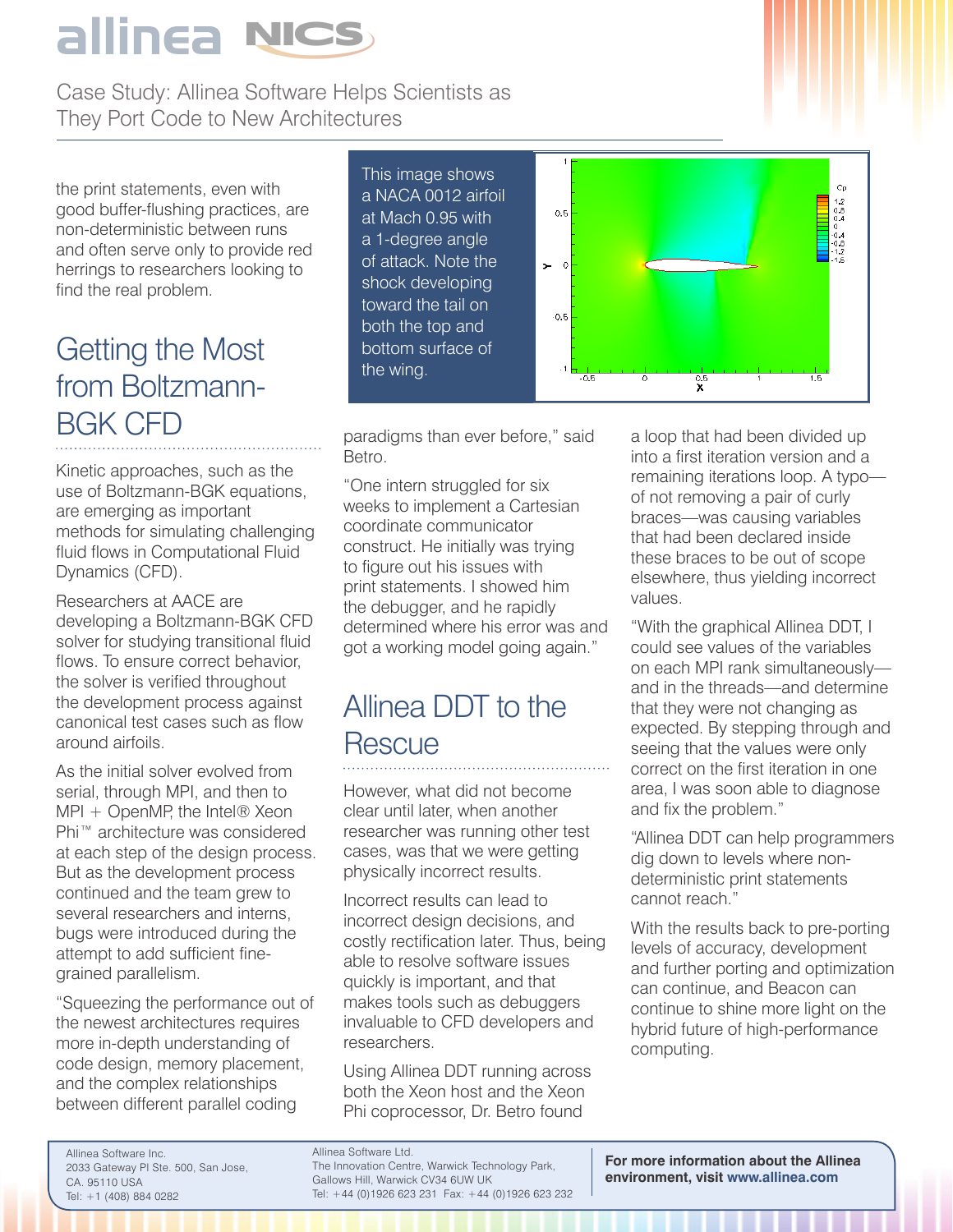the print statements, even with good buffer-flushing practices, are non-deterministic between runs and often serve only to provide red herrings to researchers looking to find the real problem.

## Getting the Most from Boltzmann-BGK CFD

Kinetic approaches, such as the use of Boltzmann-BGK equations, are emerging as important methods for simulating challenging fluid flows in Computational Fluid Dynamics (CFD).

Researchers at AACE are developing a Boltzmann-BGK CFD solver for studying transitional fluid flows. To ensure correct behavior, the solver is verified throughout the development process against canonical test cases such as flow around airfoils.

As the initial solver evolved from serial, through MPI, and then to MPI + OpenMP, the Intel® Xeon Phi™ architecture was considered at each step of the design process. But as the development process continued and the team grew to several researchers and interns, bugs were introduced during the attempt to add sufficient fine-grained parallelism.

"Squeezing the performance out of the newest architectures requires more in-depth understanding of code design, memory placement, and the complex relationships between different parallel coding paradigms than ever before," said Betro.

"One intern struggled for six weeks to implement a Cartesian coordinate communicator construct. He initially was trying to figure out his issues with print statements. I showed him the debugger, and he rapidly determined where his error was and got a working model going again."

This image shows a NACA 0012 airfoil at Mach 0.95 with a 1-degree angle of attack. Note the shock developing toward the tail on both the top and bottom surface of the wing.

## Allinea DDT to the Rescue

However, what did not become clear until later, when another researcher was running other test cases, was that we were getting physically incorrect results.

Incorrect results can lead to incorrect design decisions, and costly rectification later. Thus, being able to resolve software issues quickly is important, and that makes tools such as debuggers invaluable to CFD developers and researchers.

Using Allinea DDT running across both the Xeon host and the Xeon Phi coprocessor, Dr. Betro found a loop that had been divided up into a first iteration version and a remaining iterations loop. A typo—of not removing a pair of curly braces—was causing variables that had been declared inside these braces to be out of scope elsewhere, thus yielding incorrect values.

"With the graphical Allinea DDT, I could see values of the variables on each MPI rank simultaneously—and in the threads—and determine that they were not changing as expected. By stepping through and seeing that the values were only correct on the first iteration in one area, I was soon able to diagnose and fix the problem."

"Allinea DDT can help programmers dig down to levels where non-deterministic print statements cannot reach."

With the results back to pre-porting levels of accuracy, development and further porting and optimization can continue, and Beacon can continue to shine more light on the hybrid future of high-performance computing.

Allinea Software Inc.
2033 Gateway Pl Ste. 500, San Jose, CA. 95110 USA
Tel: +1 (408) 884 0282

Allinea Software Ltd.
The Innovation Centre, Warwick Technology Park, Gallows Hill, Warwick CV34 6UW UK
Tel: +44 (0)1926 623 231 Fax: +44 (0)1926 623 232

**For more information about the Allinea environment, visit www.allinea.com**